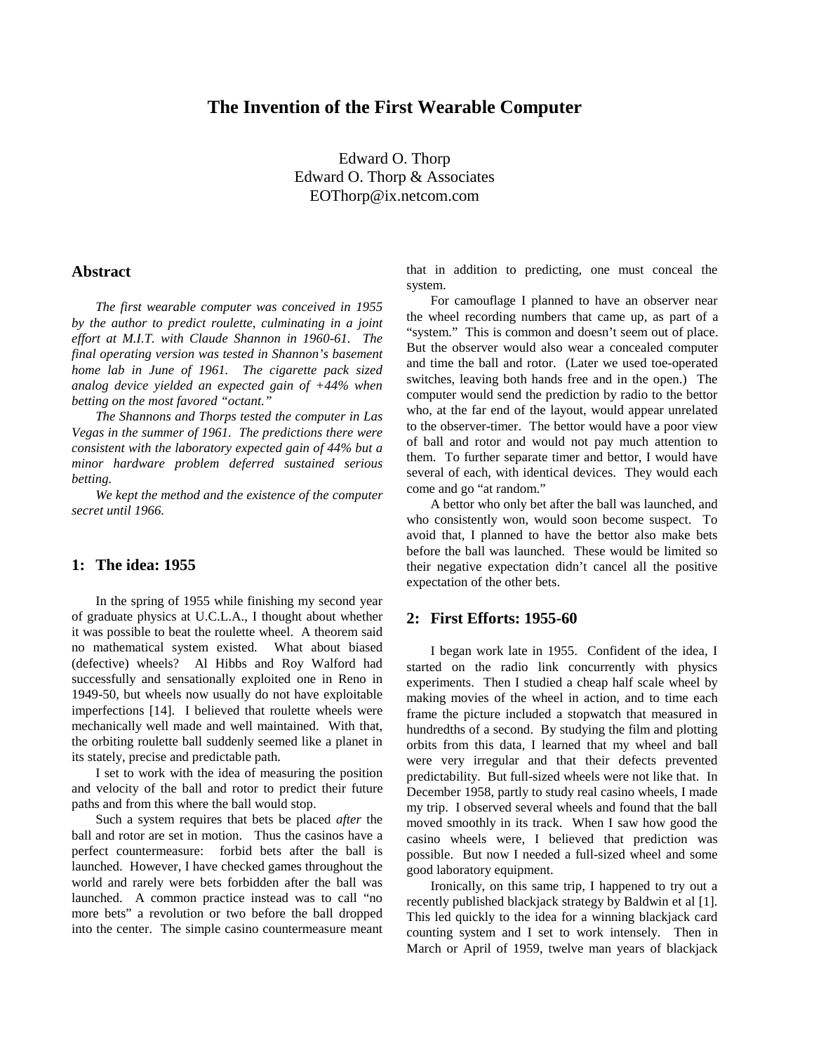# The Invention of the First Wearable Computer

Edward O. Thorp
Edward O. Thorp & Associates
EOThorp@ix.netcom.com

## Abstract

*The first wearable computer was conceived in 1955 by the author to predict roulette, culminating in a joint effort at M.I.T. with Claude Shannon in 1960-61. The final operating version was tested in Shannon's basement home lab in June of 1961. The cigarette pack sized analog device yielded an expected gain of +44% when betting on the most favored "octant."*

*The Shannons and Thorps tested the computer in Las Vegas in the summer of 1961. The predictions there were consistent with the laboratory expected gain of 44% but a minor hardware problem deferred sustained serious betting.*

*We kept the method and the existence of the computer secret until 1966.*

## 1: The idea: 1955

In the spring of 1955 while finishing my second year of graduate physics at U.C.L.A., I thought about whether it was possible to beat the roulette wheel. A theorem said no mathematical system existed. What about biased (defective) wheels? Al Hibbs and Roy Walford had successfully and sensationally exploited one in Reno in 1949-50, but wheels now usually do not have exploitable imperfections [14]. I believed that roulette wheels were mechanically well made and well maintained. With that, the orbiting roulette ball suddenly seemed like a planet in its stately, precise and predictable path.

I set to work with the idea of measuring the position and velocity of the ball and rotor to predict their future paths and from this where the ball would stop.

Such a system requires that bets be placed *after* the ball and rotor are set in motion. Thus the casinos have a perfect countermeasure: forbid bets after the ball is launched. However, I have checked games throughout the world and rarely were bets forbidden after the ball was launched. A common practice instead was to call "no more bets" a revolution or two before the ball dropped into the center. The simple casino countermeasure meant that in addition to predicting, one must conceal the system.

For camouflage I planned to have an observer near the wheel recording numbers that came up, as part of a "system." This is common and doesn't seem out of place. But the observer would also wear a concealed computer and time the ball and rotor. (Later we used toe-operated switches, leaving both hands free and in the open.) The computer would send the prediction by radio to the bettor who, at the far end of the layout, would appear unrelated to the observer-timer. The bettor would have a poor view of ball and rotor and would not pay much attention to them. To further separate timer and bettor, I would have several of each, with identical devices. They would each come and go "at random."

A bettor who only bet after the ball was launched, and who consistently won, would soon become suspect. To avoid that, I planned to have the bettor also make bets before the ball was launched. These would be limited so their negative expectation didn't cancel all the positive expectation of the other bets.

## 2: First Efforts: 1955-60

I began work late in 1955. Confident of the idea, I started on the radio link concurrently with physics experiments. Then I studied a cheap half scale wheel by making movies of the wheel in action, and to time each frame the picture included a stopwatch that measured in hundredths of a second. By studying the film and plotting orbits from this data, I learned that my wheel and ball were very irregular and that their defects prevented predictability. But full-sized wheels were not like that. In December 1958, partly to study real casino wheels, I made my trip. I observed several wheels and found that the ball moved smoothly in its track. When I saw how good the casino wheels were, I believed that prediction was possible. But now I needed a full-sized wheel and some good laboratory equipment.

Ironically, on this same trip, I happened to try out a recently published blackjack strategy by Baldwin et al [1]. This led quickly to the idea for a winning blackjack card counting system and I set to work intensely. Then in March or April of 1959, twelve man years of blackjack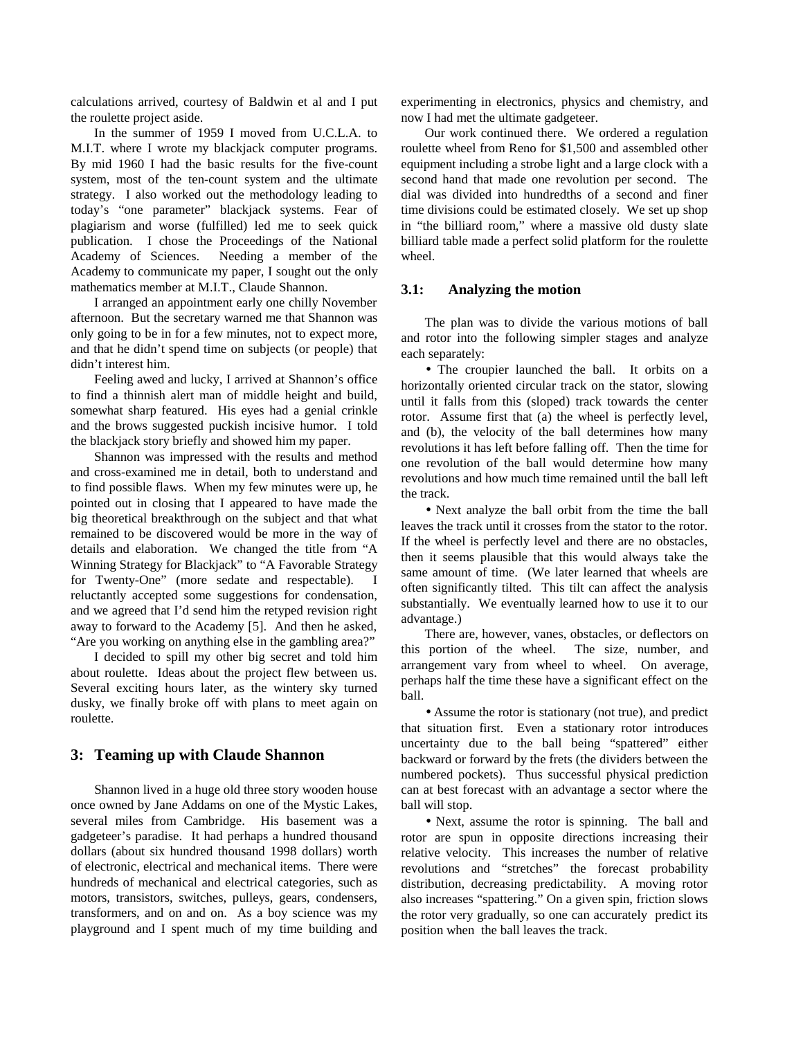calculations arrived, courtesy of Baldwin et al and I put the roulette project aside.

In the summer of 1959 I moved from U.C.L.A. to M.I.T. where I wrote my blackjack computer programs. By mid 1960 I had the basic results for the five-count system, most of the ten-count system and the ultimate strategy. I also worked out the methodology leading to today's "one parameter" blackjack systems. Fear of plagiarism and worse (fulfilled) led me to seek quick publication. I chose the Proceedings of the National Academy of Sciences. Needing a member of the Academy to communicate my paper, I sought out the only mathematics member at M.I.T., Claude Shannon.

I arranged an appointment early one chilly November afternoon. But the secretary warned me that Shannon was only going to be in for a few minutes, not to expect more, and that he didn't spend time on subjects (or people) that didn't interest him.

Feeling awed and lucky, I arrived at Shannon's office to find a thinnish alert man of middle height and build, somewhat sharp featured. His eyes had a genial crinkle and the brows suggested puckish incisive humor. I told the blackjack story briefly and showed him my paper.

Shannon was impressed with the results and method and cross-examined me in detail, both to understand and to find possible flaws. When my few minutes were up, he pointed out in closing that I appeared to have made the big theoretical breakthrough on the subject and that what remained to be discovered would be more in the way of details and elaboration. We changed the title from "A Winning Strategy for Blackjack" to "A Favorable Strategy for Twenty-One" (more sedate and respectable). I reluctantly accepted some suggestions for condensation, and we agreed that I'd send him the retyped revision right away to forward to the Academy [5]. And then he asked, "Are you working on anything else in the gambling area?"

I decided to spill my other big secret and told him about roulette. Ideas about the project flew between us. Several exciting hours later, as the wintery sky turned dusky, we finally broke off with plans to meet again on roulette.

## 3: Teaming up with Claude Shannon

Shannon lived in a huge old three story wooden house once owned by Jane Addams on one of the Mystic Lakes, several miles from Cambridge. His basement was a gadgeteer's paradise. It had perhaps a hundred thousand dollars (about six hundred thousand 1998 dollars) worth of electronic, electrical and mechanical items. There were hundreds of mechanical and electrical categories, such as motors, transistors, switches, pulleys, gears, condensers, transformers, and on and on. As a boy science was my playground and I spent much of my time building and experimenting in electronics, physics and chemistry, and now I had met the ultimate gadgeteer.

Our work continued there. We ordered a regulation roulette wheel from Reno for $1,500 and assembled other equipment including a strobe light and a large clock with a second hand that made one revolution per second. The dial was divided into hundredths of a second and finer time divisions could be estimated closely. We set up shop in "the billiard room," where a massive old dusty slate billiard table made a perfect solid platform for the roulette wheel.

### 3.1: Analyzing the motion

The plan was to divide the various motions of ball and rotor into the following simpler stages and analyze each separately:

- The croupier launched the ball. It orbits on a horizontally oriented circular track on the stator, slowing until it falls from this (sloped) track towards the center rotor. Assume first that (a) the wheel is perfectly level, and (b), the velocity of the ball determines how many revolutions it has left before falling off. Then the time for one revolution of the ball would determine how many revolutions and how much time remained until the ball left the track.

- Next analyze the ball orbit from the time the ball leaves the track until it crosses from the stator to the rotor. If the wheel is perfectly level and there are no obstacles, then it seems plausible that this would always take the same amount of time. (We later learned that wheels are often significantly tilted. This tilt can affect the analysis substantially. We eventually learned how to use it to our advantage.)

There are, however, vanes, obstacles, or deflectors on this portion of the wheel. The size, number, and arrangement vary from wheel to wheel. On average, perhaps half the time these have a significant effect on the ball.

- Assume the rotor is stationary (not true), and predict that situation first. Even a stationary rotor introduces uncertainty due to the ball being "spattered" either backward or forward by the frets (the dividers between the numbered pockets). Thus successful physical prediction can at best forecast with an advantage a sector where the ball will stop.

- Next, assume the rotor is spinning. The ball and rotor are spun in opposite directions increasing their relative velocity. This increases the number of relative revolutions and "stretches" the forecast probability distribution, decreasing predictability. A moving rotor also increases "spattering." On a given spin, friction slows the rotor very gradually, so one can accurately predict its position when the ball leaves the track.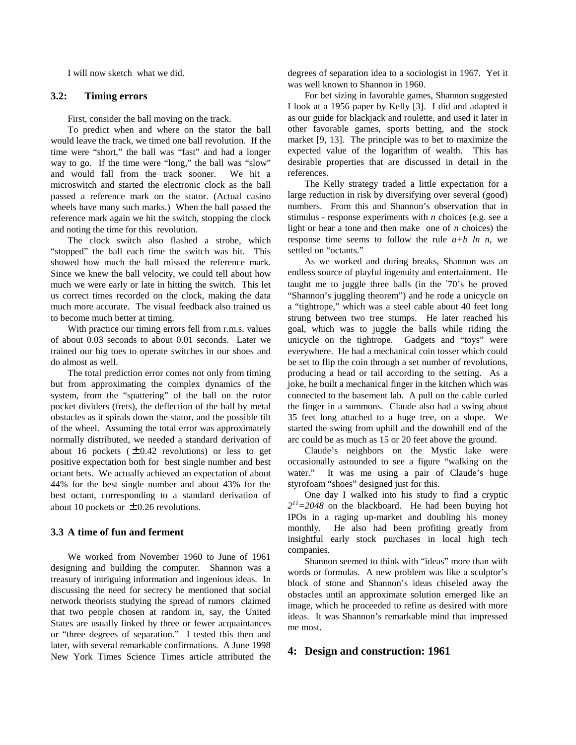I will now sketch what we did.

### 3.2: Timing errors

First, consider the ball moving on the track.

To predict when and where on the stator the ball would leave the track, we timed one ball revolution. If the time were "short," the ball was "fast" and had a longer way to go. If the time were "long," the ball was "slow" and would fall from the track sooner. We hit a microswitch and started the electronic clock as the ball passed a reference mark on the stator. (Actual casino wheels have many such marks.) When the ball passed the reference mark again we hit the switch, stopping the clock and noting the time for this revolution.

The clock switch also flashed a strobe, which "stopped" the ball each time the switch was hit. This showed how much the ball missed the reference mark. Since we knew the ball velocity, we could tell about how much we were early or late in hitting the switch. This let us correct times recorded on the clock, making the data much more accurate. The visual feedback also trained us to become much better at timing.

With practice our timing errors fell from r.m.s. values of about 0.03 seconds to about 0.01 seconds. Later we trained our big toes to operate switches in our shoes and do almost as well.

The total prediction error comes not only from timing but from approximating the complex dynamics of the system, from the "spattering" of the ball on the rotor pocket dividers (frets), the deflection of the ball by metal obstacles as it spirals down the stator, and the possible tilt of the wheel. Assuming the total error was approximately normally distributed, we needed a standard derivation of about 16 pockets ($\pm$0.42 revolutions) or less to get positive expectation both for best single number and best octant bets. We actually achieved an expectation of about 44% for the best single number and about 43% for the best octant, corresponding to a standard derivation of about 10 pockets or $\pm$0.26 revolutions.

### 3.3 A time of fun and ferment

We worked from November 1960 to June of 1961 designing and building the computer. Shannon was a treasury of intriguing information and ingenious ideas. In discussing the need for secrecy he mentioned that social network theorists studying the spread of rumors claimed that two people chosen at random in, say, the United States are usually linked by three or fewer acquaintances or "three degrees of separation." I tested this then and later, with several remarkable confirmations. A June 1998 New York Times Science Times article attributed the degrees of separation idea to a sociologist in 1967. Yet it was well known to Shannon in 1960.

For bet sizing in favorable games, Shannon suggested I look at a 1956 paper by Kelly [3]. I did and adapted it as our guide for blackjack and roulette, and used it later in other favorable games, sports betting, and the stock market [9, 13]. The principle was to bet to maximize the expected value of the logarithm of wealth. This has desirable properties that are discussed in detail in the references.

The Kelly strategy traded a little expectation for a large reduction in risk by diversifying over several (good) numbers. From this and Shannon's observation that in stimulus - response experiments with $n$ choices (e.g. see a light or hear a tone and then make one of $n$ choices) the response time seems to follow the rule $a+b \ln n$, we settled on "octants."

As we worked and during breaks, Shannon was an endless source of playful ingenuity and entertainment. He taught me to juggle three balls (in the ´70's he proved "Shannon's juggling theorem") and he rode a unicycle on a "tightrope," which was a steel cable about 40 feet long strung between two tree stumps. He later reached his goal, which was to juggle the balls while riding the unicycle on the tightrope. Gadgets and "toys" were everywhere. He had a mechanical coin tosser which could be set to flip the coin through a set number of revolutions, producing a head or tail according to the setting. As a joke, he built a mechanical finger in the kitchen which was connected to the basement lab. A pull on the cable curled the finger in a summons. Claude also had a swing about 35 feet long attached to a huge tree, on a slope. We started the swing from uphill and the downhill end of the arc could be as much as 15 or 20 feet above the ground.

Claude's neighbors on the Mystic lake were occasionally astounded to see a figure "walking on the water." It was me using a pair of Claude's huge styrofoam "shoes" designed just for this.

One day I walked into his study to find a cryptic $2^{11}=2048$ on the blackboard. He had been buying hot IPOs in a raging up-market and doubling his money monthly. He also had been profiting greatly from insightful early stock purchases in local high tech companies.

Shannon seemed to think with "ideas" more than with words or formulas. A new problem was like a sculptor's block of stone and Shannon's ideas chiseled away the obstacles until an approximate solution emerged like an image, which he proceeded to refine as desired with more ideas. It was Shannon's remarkable mind that impressed me most.

## 4: Design and construction: 1961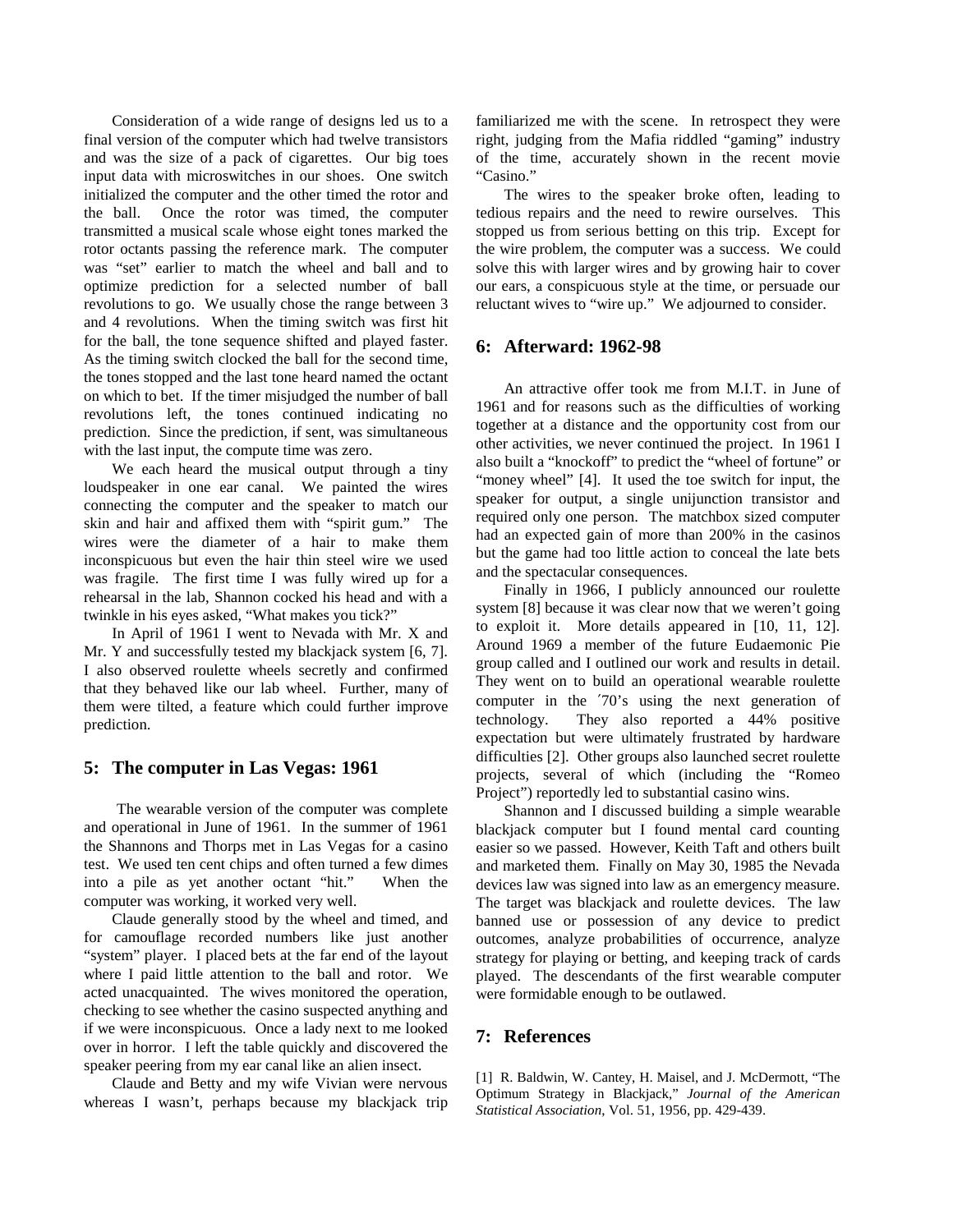Consideration of a wide range of designs led us to a final version of the computer which had twelve transistors and was the size of a pack of cigarettes. Our big toes input data with microswitches in our shoes. One switch initialized the computer and the other timed the rotor and the ball. Once the rotor was timed, the computer transmitted a musical scale whose eight tones marked the rotor octants passing the reference mark. The computer was "set" earlier to match the wheel and ball and to optimize prediction for a selected number of ball revolutions to go. We usually chose the range between 3 and 4 revolutions. When the timing switch was first hit for the ball, the tone sequence shifted and played faster. As the timing switch clocked the ball for the second time, the tones stopped and the last tone heard named the octant on which to bet. If the timer misjudged the number of ball revolutions left, the tones continued indicating no prediction. Since the prediction, if sent, was simultaneous with the last input, the compute time was zero.

We each heard the musical output through a tiny loudspeaker in one ear canal. We painted the wires connecting the computer and the speaker to match our skin and hair and affixed them with "spirit gum." The wires were the diameter of a hair to make them inconspicuous but even the hair thin steel wire we used was fragile. The first time I was fully wired up for a rehearsal in the lab, Shannon cocked his head and with a twinkle in his eyes asked, "What makes you tick?"

In April of 1961 I went to Nevada with Mr. X and Mr. Y and successfully tested my blackjack system [6, 7]. I also observed roulette wheels secretly and confirmed that they behaved like our lab wheel. Further, many of them were tilted, a feature which could further improve prediction.

## 5: The computer in Las Vegas: 1961

The wearable version of the computer was complete and operational in June of 1961. In the summer of 1961 the Shannons and Thorps met in Las Vegas for a casino test. We used ten cent chips and often turned a few dimes into a pile as yet another octant "hit." When the computer was working, it worked very well.

Claude generally stood by the wheel and timed, and for camouflage recorded numbers like just another "system" player. I placed bets at the far end of the layout where I paid little attention to the ball and rotor. We acted unacquainted. The wives monitored the operation, checking to see whether the casino suspected anything and if we were inconspicuous. Once a lady next to me looked over in horror. I left the table quickly and discovered the speaker peering from my ear canal like an alien insect.

Claude and Betty and my wife Vivian were nervous whereas I wasn't, perhaps because my blackjack trip familiarized me with the scene. In retrospect they were right, judging from the Mafia riddled "gaming" industry of the time, accurately shown in the recent movie "Casino."

The wires to the speaker broke often, leading to tedious repairs and the need to rewire ourselves. This stopped us from serious betting on this trip. Except for the wire problem, the computer was a success. We could solve this with larger wires and by growing hair to cover our ears, a conspicuous style at the time, or persuade our reluctant wives to "wire up." We adjourned to consider.

## 6: Afterward: 1962-98

An attractive offer took me from M.I.T. in June of 1961 and for reasons such as the difficulties of working together at a distance and the opportunity cost from our other activities, we never continued the project. In 1961 I also built a "knockoff" to predict the "wheel of fortune" or "money wheel" [4]. It used the toe switch for input, the speaker for output, a single unijunction transistor and required only one person. The matchbox sized computer had an expected gain of more than 200% in the casinos but the game had too little action to conceal the late bets and the spectacular consequences.

Finally in 1966, I publicly announced our roulette system [8] because it was clear now that we weren't going to exploit it. More details appeared in [10, 11, 12]. Around 1969 a member of the future Eudaemonic Pie group called and I outlined our work and results in detail. They went on to build an operational wearable roulette computer in the ′70's using the next generation of technology. They also reported a 44% positive expectation but were ultimately frustrated by hardware difficulties [2]. Other groups also launched secret roulette projects, several of which (including the "Romeo Project") reportedly led to substantial casino wins.

Shannon and I discussed building a simple wearable blackjack computer but I found mental card counting easier so we passed. However, Keith Taft and others built and marketed them. Finally on May 30, 1985 the Nevada devices law was signed into law as an emergency measure. The target was blackjack and roulette devices. The law banned use or possession of any device to predict outcomes, analyze probabilities of occurrence, analyze strategy for playing or betting, and keeping track of cards played. The descendants of the first wearable computer were formidable enough to be outlawed.

## 7: References

[1] R. Baldwin, W. Cantey, H. Maisel, and J. McDermott, "The Optimum Strategy in Blackjack," *Journal of the American Statistical Association*, Vol. 51, 1956, pp. 429-439.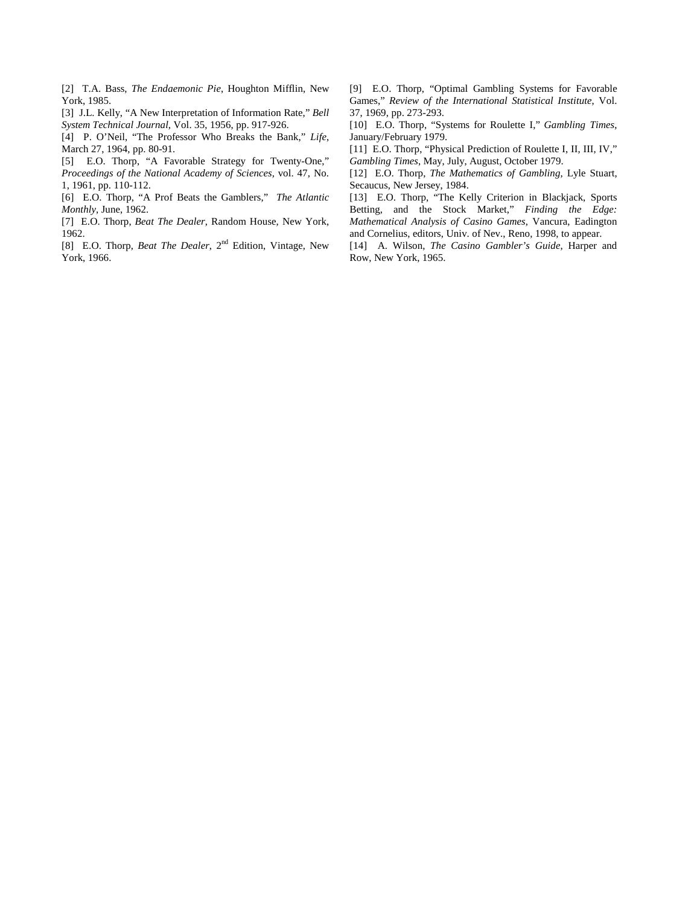[2] T.A. Bass, *The Endaemonic Pie*, Houghton Mifflin, New York, 1985.

[3] J.L. Kelly, "A New Interpretation of Information Rate," *Bell System Technical Journal*, Vol. 35, 1956, pp. 917-926.

[4] P. O'Neil, "The Professor Who Breaks the Bank," *Life*, March 27, 1964, pp. 80-91.

[5] E.O. Thorp, "A Favorable Strategy for Twenty-One," *Proceedings of the National Academy of Sciences*, vol. 47, No. 1, 1961, pp. 110-112.

[6] E.O. Thorp, "A Prof Beats the Gamblers," *The Atlantic Monthly*, June, 1962.

[7] E.O. Thorp, *Beat The Dealer*, Random House, New York, 1962.

[8] E.O. Thorp, *Beat The Dealer*, 2nd Edition, Vintage, New York, 1966.

[9] E.O. Thorp, "Optimal Gambling Systems for Favorable Games," *Review of the International Statistical Institute*, Vol. 37, 1969, pp. 273-293.

[10] E.O. Thorp, "Systems for Roulette I," *Gambling Times*, January/February 1979.

[11] E.O. Thorp, "Physical Prediction of Roulette I, II, III, IV," *Gambling Times*, May, July, August, October 1979.

[12] E.O. Thorp, *The Mathematics of Gambling*, Lyle Stuart, Secaucus, New Jersey, 1984.

[13] E.O. Thorp, "The Kelly Criterion in Blackjack, Sports Betting, and the Stock Market," *Finding the Edge: Mathematical Analysis of Casino Games*, Vancura, Eadington and Cornelius, editors, Univ. of Nev., Reno, 1998, to appear.

[14] A. Wilson, *The Casino Gambler's Guide*, Harper and Row, New York, 1965.